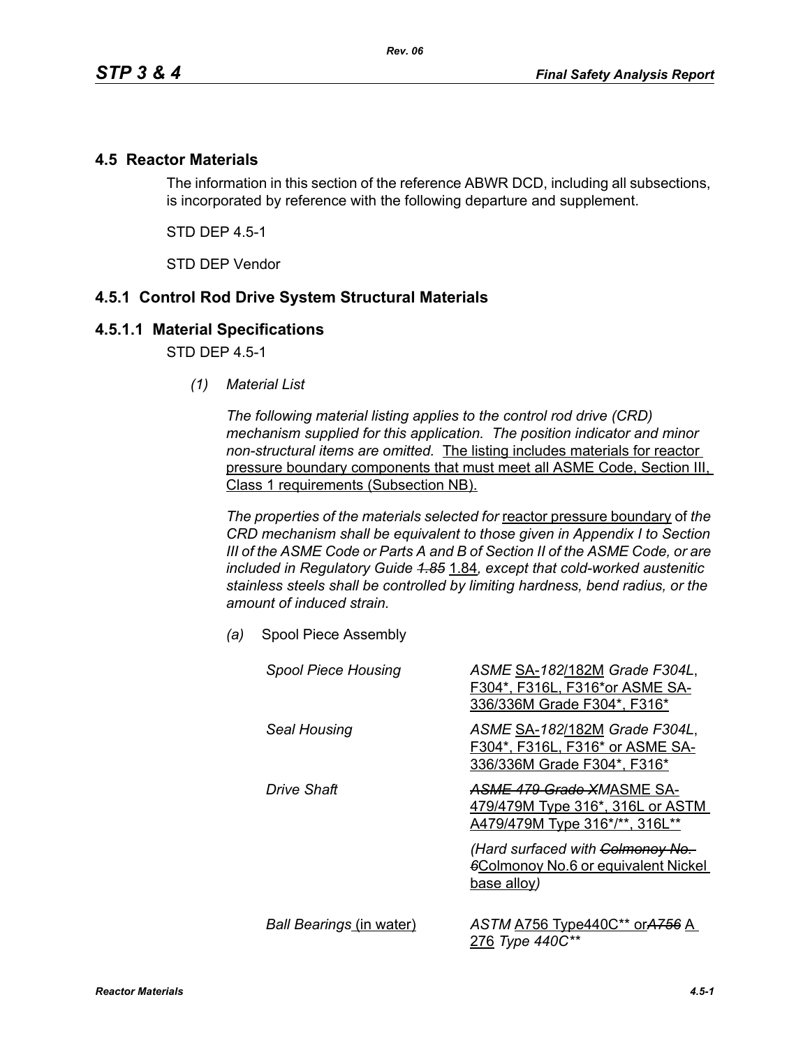## 4.5 Reactor Materials

The information in this section of the reference ABWR DCD, including all subsections, is incorporated by reference with the following departure and supplement.

STD DEP 4.5-1

STD DEP Vendor

## 4.5.1 Control Rod Drive System Structural Materials

### 4.5.1.1 Material Specifications

STD DEP 4.5-1

*(1) Material List*

*The following material listing applies to the control rod drive (CRD) mechanism supplied for this application. The position indicator and minor non-structural items are omitted.* The listing includes materials for reactor pressure boundary components that must meet all ASME Code, Section III, Class 1 requirements (Subsection NB).

*The properties of the materials selected for* reactor pressure boundary of *the CRD mechanism shall be equivalent to those given in Appendix I to Section III of the ASME Code or Parts A and B of Section II of the ASME Code, or are included in Regulatory Guide ~~1.85~~* 1.84*, except that cold-worked austenitic stainless steels shall be controlled by limiting hardness, bend radius, or the amount of induced strain.*

*(a)* Spool Piece Assembly

| | |
|---|---|
| *Spool Piece Housing* | *ASME* SA-*182*/182M *Grade F304L*, F304*, F316L, F316*or ASME SA-336/336M Grade F304*, F316* |
| *Seal Housing* | *ASME* SA-*182*/182M *Grade F304L*, F304*, F316L, F316* or ASME SA-336/336M Grade F304*, F316* |
| *Drive Shaft* | ~~*ASME 479 Grade XM*~~ASME SA-479/479M Type 316*, 316L or ASTM A479/479M Type 316*/**, 316L** |
| | *(Hard surfaced with ~~Colmonoy No. 6~~*Colmonoy No.6 or equivalent Nickel base alloy*)* |
| *Ball Bearings* (in water) | *ASTM* A756 Type440C** or~~*A756*~~ A 276 *Type 440C*** |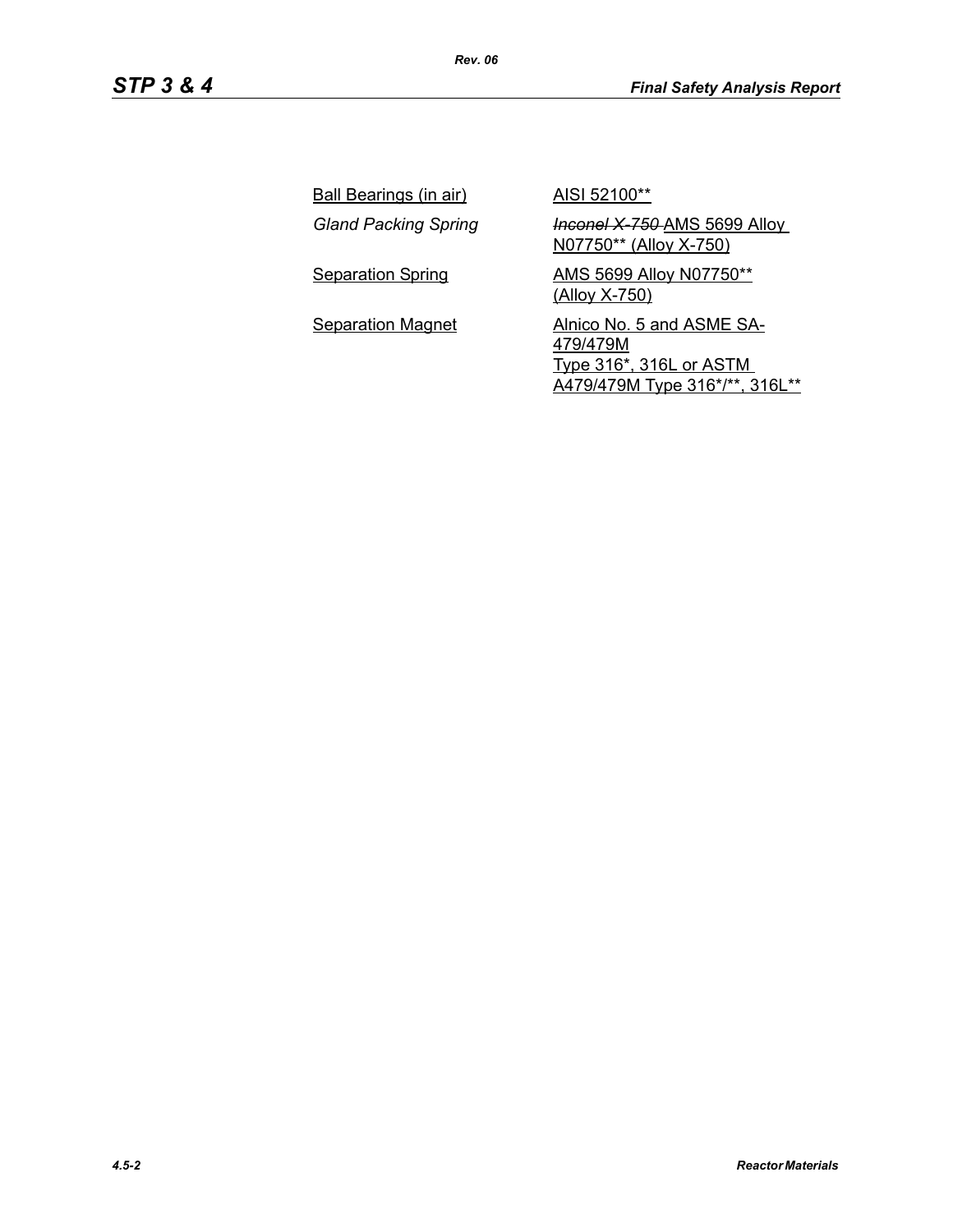| | |
|---|---|
| <u>Ball Bearings (in air)</u> | <u>AISI 52100**</u> |
| *Gland Packing Spring* | ~~*Inconel X-750*~~ <u>AMS 5699 Alloy N07750** (Alloy X-750)</u> |
| <u>Separation Spring</u> | <u>AMS 5699 Alloy N07750** (Alloy X-750)</u> |
| <u>Separation Magnet</u> | <u>Alnico No. 5 and ASME SA-479/479M Type 316*, 316L or ASTM A479/479M Type 316*/**, 316L**</u> |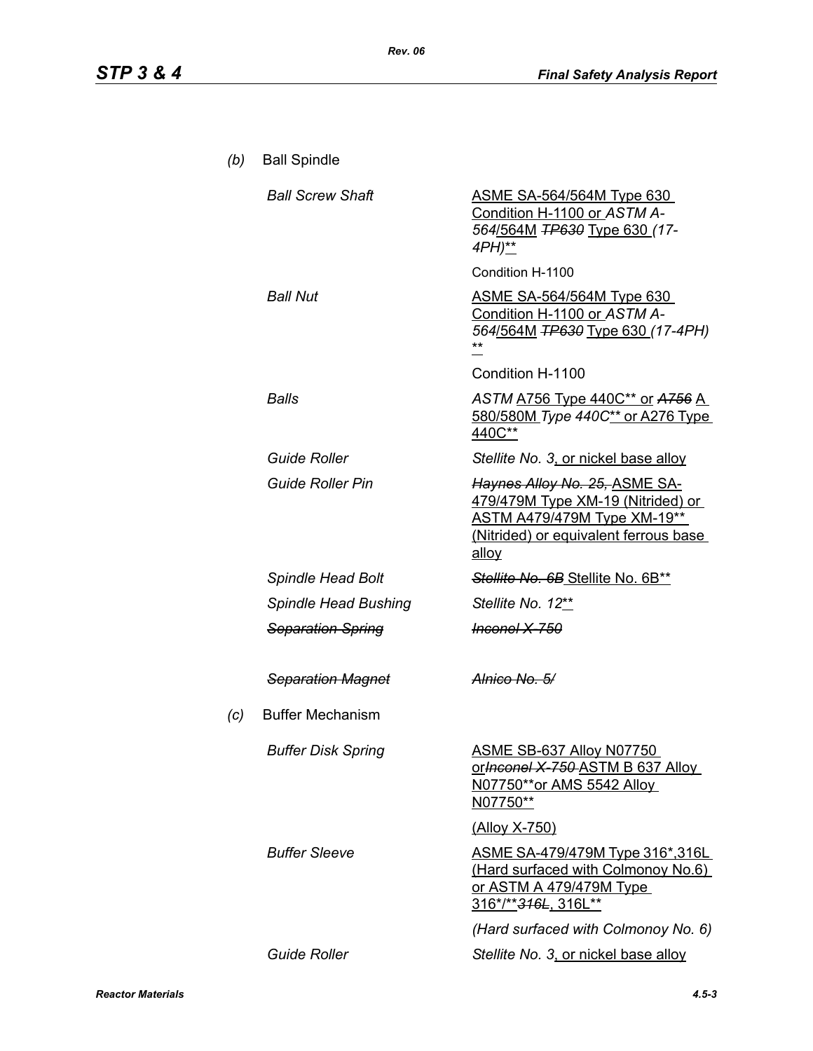*(b)* Ball Spindle

| | |
|---|---|
| *Ball Screw Shaft* | ASME SA-564/564M Type 630 Condition H-1100 or *ASTM A-564*/564M ~~*TP630*~~ Type 630 *(17-4PH)*** |
| | Condition H-1100 |
| *Ball Nut* | ASME SA-564/564M Type 630 Condition H-1100 or *ASTM A-564*/564M ~~*TP630*~~ Type 630 *(17-4PH)* ** |
| | Condition H-1100 |
| *Balls* | *ASTM* A756 Type 440C** or ~~*A756*~~ A 580/580M *Type 440C*** or A276 Type 440C** |
| *Guide Roller* | *Stellite No. 3*, or nickel base alloy |
| *Guide Roller Pin* | ~~*Haynes Alloy No. 25,*~~ ASME SA-479/479M Type XM-19 (Nitrided) or ASTM A479/479M Type XM-19** (Nitrided) or equivalent ferrous base alloy |
| *Spindle Head Bolt* | ~~*Stellite No. 6B*~~ Stellite No. 6B** |
| *Spindle Head Bushing* | *Stellite No. 12*** |
| ~~*Separation Spring*~~ | ~~*Inconel X-750*~~ |
| ~~*Separation Magnet*~~ | ~~*Alnico No. 5/*~~ |

*(c)* Buffer Mechanism

| | |
|---|---|
| *Buffer Disk Spring* | ASME SB-637 Alloy N07750 or~~*Inconel X-750*~~ ASTM B 637 Alloy N07750**or AMS 5542 Alloy N07750** |
| | (Alloy X-750) |
| *Buffer Sleeve* | ASME SA-479/479M Type 316*,316L (Hard surfaced with Colmonoy No.6) or ASTM A 479/479M Type 316*/**~~*316L*~~, 316L** |
| | *(Hard surfaced with Colmonoy No. 6)* |
| *Guide Roller* | *Stellite No. 3*, or nickel base alloy |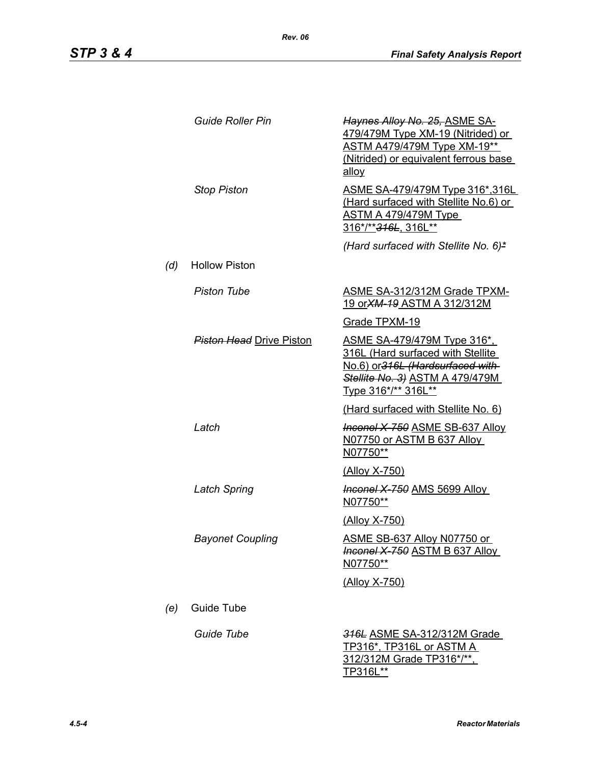| | |
|---|---|
| *Guide Roller Pin* | ~~*Haynes Alloy No. 25,*~~ ASME SA-479/479M Type XM-19 (Nitrided) or ASTM A479/479M Type XM-19** (Nitrided) or equivalent ferrous base alloy |
| *Stop Piston* | ASME SA-479/479M Type 316*,316L (Hard surfaced with Stellite No.6) or ASTM A 479/479M Type 316*/**~~*316L*~~, 316L** |
| | *(Hard surfaced with Stellite No. 6)*~~*~~ |

*(d)* Hollow Piston

| | |
|---|---|
| *Piston Tube* | ASME SA-312/312M Grade TPXM-19 or~~*XM-19*~~ ASTM A 312/312M |
| | Grade TPXM-19 |
| ~~*Piston Head*~~ Drive Piston | ASME SA-479/479M Type 316*, 316L (Hard surfaced with Stellite No.6) or~~*316L (Hardsurfaced with Stellite No. 3)*~~ ASTM A 479/479M Type 316*/** 316L** |
| | (Hard surfaced with Stellite No. 6) |
| *Latch* | ~~*Inconel X-750*~~ ASME SB-637 Alloy N07750 or ASTM B 637 Alloy N07750** |
| | (Alloy X-750) |
| *Latch Spring* | ~~*Inconel X-750*~~ AMS 5699 Alloy N07750** |
| | (Alloy X-750) |
| *Bayonet Coupling* | ASME SB-637 Alloy N07750 or ~~*Inconel X-750*~~ ASTM B 637 Alloy N07750** |
| | (Alloy X-750) |

*(e)* Guide Tube

| | |
|---|---|
| *Guide Tube* | ~~*316L*~~ ASME SA-312/312M Grade TP316*, TP316L or ASTM A 312/312M Grade TP316*/**, TP316L** |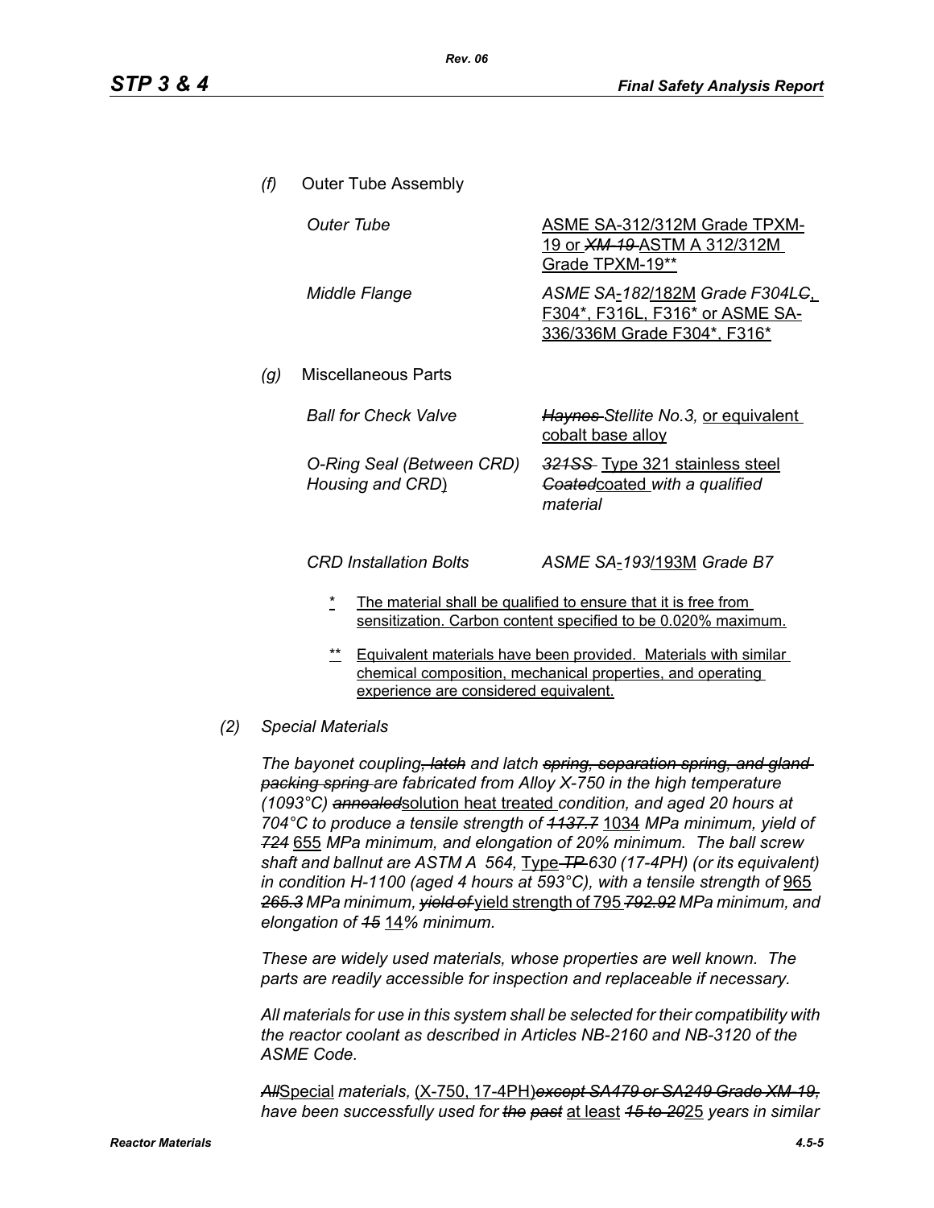*(f)* Outer Tube Assembly

| | |
|---|---|
| *Outer Tube* | ASME SA-312/312M Grade TPXM-19 or ~~XM-19~~ ASTM A 312/312M Grade TPXM-19** |
| *Middle Flange* | *ASME SA-182/182M Grade F304L~~C~~,* F304*, F316L, F316* or ASME SA-336/336M Grade F304*, F316* |

*(g)* Miscellaneous Parts

| | |
|---|---|
| *Ball for Check Valve* | ~~*Haynes*~~ *Stellite No.3,* or equivalent cobalt base alloy |
| *O-Ring Seal (Between CRD) Housing and CRD)* | ~~*321SS*~~ Type 321 stainless steel ~~*Coated*~~coated *with a qualified material* |
| *CRD Installation Bolts* | *ASME SA-193/193M Grade B7* |

\* The material shall be qualified to ensure that it is free from sensitization. Carbon content specified to be 0.020% maximum.

\** Equivalent materials have been provided. Materials with similar chemical composition, mechanical properties, and operating experience are considered equivalent.

*(2) Special Materials*

*The bayonet coupling~~, latch~~ and latch ~~spring, separation spring, and gland packing spring~~ are fabricated from Alloy X-750 in the high temperature (1093°C) ~~annealed~~*solution heat treated *condition, and aged 20 hours at 704°C to produce a tensile strength of ~~1137.7~~* 1034 *MPa minimum, yield of ~~724~~* 655 *MPa minimum, and elongation of 20% minimum. The ball screw shaft and ballnut are ASTM A 564,* Type~~*-TP*~~ *630 (17-4PH) (or its equivalent) in condition H-1100 (aged 4 hours at 593°C), with a tensile strength of* 965 ~~*265.3*~~ *MPa minimum, ~~yield of~~* yield strength of 795 ~~*792.92*~~ *MPa minimum, and elongation of ~~15~~* 14*% minimum.*

*These are widely used materials, whose properties are well known. The parts are readily accessible for inspection and replaceable if necessary.*

*All materials for use in this system shall be selected for their compatibility with the reactor coolant as described in Articles NB-2160 and NB-3120 of the ASME Code.*

~~*All*~~Special *materials,* (X-750, 17-4PH)~~*except SA479 or SA249 Grade XM-19,*~~ *have been successfully used for ~~the past~~* at least ~~*15 to 20*~~25 *years in similar*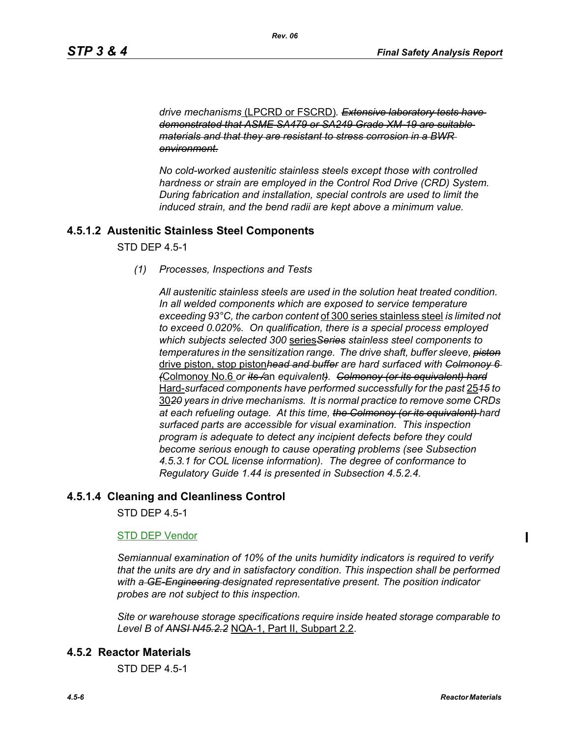*drive mechanisms* (LPCRD or FSCRD)*. ~~Extensive laboratory tests have demonstrated that ASME SA479 or SA249 Grade XM-19 are suitable materials and that they are resistant to stress corrosion in a BWR environment.~~*

*No cold-worked austenitic stainless steels except those with controlled hardness or strain are employed in the Control Rod Drive (CRD) System. During fabrication and installation, special controls are used to limit the induced strain, and the bend radii are kept above a minimum value.*

## 4.5.1.2 Austenitic Stainless Steel Components

STD DEP 4.5-1

*(1) Processes, Inspections and Tests*

*All austenitic stainless steels are used in the solution heat treated condition. In all welded components which are exposed to service temperature exceeding 93°C, the carbon content* of 300 series stainless steel *is limited not to exceed 0.020%. On qualification, there is a special process employed which subjects selected 300* series~~*Series*~~ *stainless steel components to temperatures in the sensitization range. The drive shaft, buffer sleeve, ~~piston~~* drive piston, stop piston~~*head and buffer*~~ *are hard surfaced with ~~Colmonoy 6 (~~*Colmonoy No.6 *or ~~its /~~*an *equivalent~~)~~. ~~Colmonoy (or its equivalent) hard~~* Hard-*surfaced components have performed successfully for the past* 25~~*15*~~ *to* 30~~*20*~~ *years in drive mechanisms. It is normal practice to remove some CRDs at each refueling outage. At this time, ~~the Colmonoy (or its equivalent)~~ hard surfaced parts are accessible for visual examination. This inspection program is adequate to detect any incipient defects before they could become serious enough to cause operating problems (see Subsection 4.5.3.1 for COL license information). The degree of conformance to Regulatory Guide 1.44 is presented in Subsection 4.5.2.4.*

## 4.5.1.4 Cleaning and Cleanliness Control

STD DEP 4.5-1

STD DEP Vendor

*Semiannual examination of 10% of the units humidity indicators is required to verify that the units are dry and in satisfactory condition. This inspection shall be performed with a ~~GE-Engineering~~ designated representative present. The position indicator probes are not subject to this inspection.*

*Site or warehouse storage specifications require inside heated storage comparable to Level B of ~~ANSI N45.2.2~~* NQA-1, Part II, Subpart 2.2.

## 4.5.2 Reactor Materials

STD DEP 4.5-1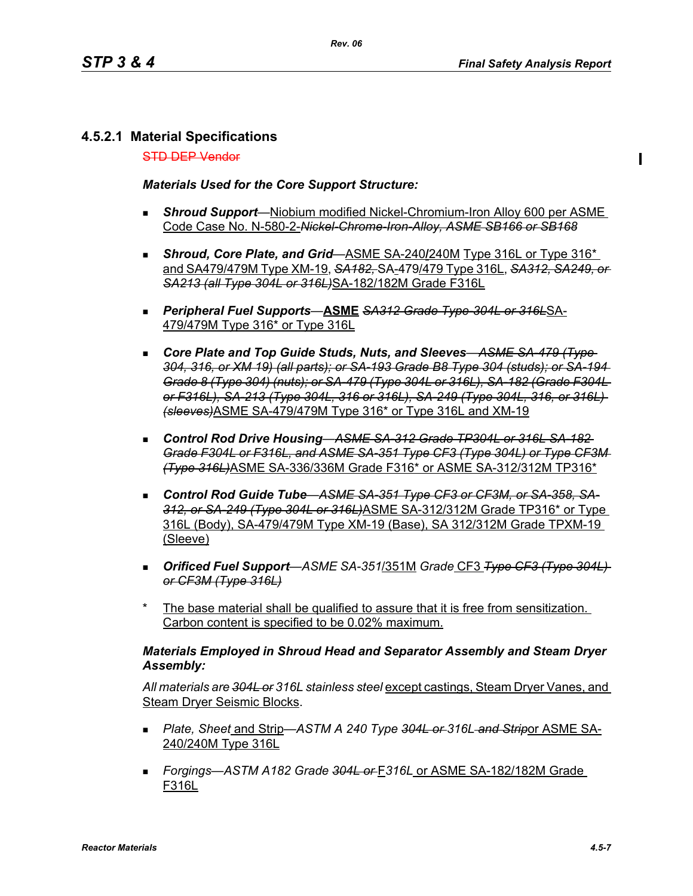### 4.5.2.1 Material Specifications

STD DEP Vendor

***Materials Used for the Core Support Structure:***

- ***Shroud Support***—Niobium modified Nickel-Chromium-Iron Alloy 600 per ASME Code Case No. N-580-2-*Nickel-Chrome-Iron-Alloy, ASME SB166 or SB168*
- ***Shroud, Core Plate, and Grid***—ASME SA-240/240M Type 316L or Type 316* and SA479/479M Type XM-19, *SA182,* SA-479/479 Type 316L, *SA312, SA249, or SA213 (all Type 304L or 316L)*SA-182/182M Grade F316L
- ***Peripheral Fuel Supports***—**ASME** *SA312 Grade Type 304L or 316L*SA-479/479M Type 316* or Type 316L
- ***Core Plate and Top Guide Studs, Nuts, and Sleeves***—*ASME SA-479 (Type 304, 316, or XM 19) (all parts); or SA-193 Grade B8 Type 304 (studs); or SA-194 Grade 8 (Type 304) (nuts); or SA-479 (Type 304L or 316L), SA-182 (Grade F304L or F316L), SA-213 (Type 304L, 316 or 316L), SA-249 (Type 304L, 316, or 316L) (sleeves)*ASME SA-479/479M Type 316* or Type 316L and XM-19
- ***Control Rod Drive Housing***—*ASME SA-312 Grade TP304L or 316L SA-182 Grade F304L or F316L, and ASME SA-351 Type CF3 (Type 304L) or Type CF3M (Type 316L)*ASME SA-336/336M Grade F316* or ASME SA-312/312M TP316*
- ***Control Rod Guide Tube***—*ASME SA-351 Type CF3 or CF3M, or SA-358, SA-312, or SA-249 (Type 304L or 316L)*ASME SA-312/312M Grade TP316* or Type 316L (Body), SA-479/479M Type XM-19 (Base), SA 312/312M Grade TPXM-19 (Sleeve)
- ***Orificed Fuel Support***—*ASME SA-351*/351M *Grade* CF3 *Type CF3 (Type 304L) or CF3M (Type 316L)*

\* The base material shall be qualified to assure that it is free from sensitization. Carbon content is specified to be 0.02% maximum.

***Materials Employed in Shroud Head and Separator Assembly and Steam Dryer Assembly:***

*All materials are 304L or 316L stainless steel* except castings, Steam Dryer Vanes, and Steam Dryer Seismic Blocks.

- *Plate, Sheet* and Strip—*ASTM A 240 Type 304L or 316L and Strip*or ASME SA-240/240M Type 316L
- *Forgings—ASTM A182 Grade 304L or* F316L or ASME SA-182/182M Grade F316L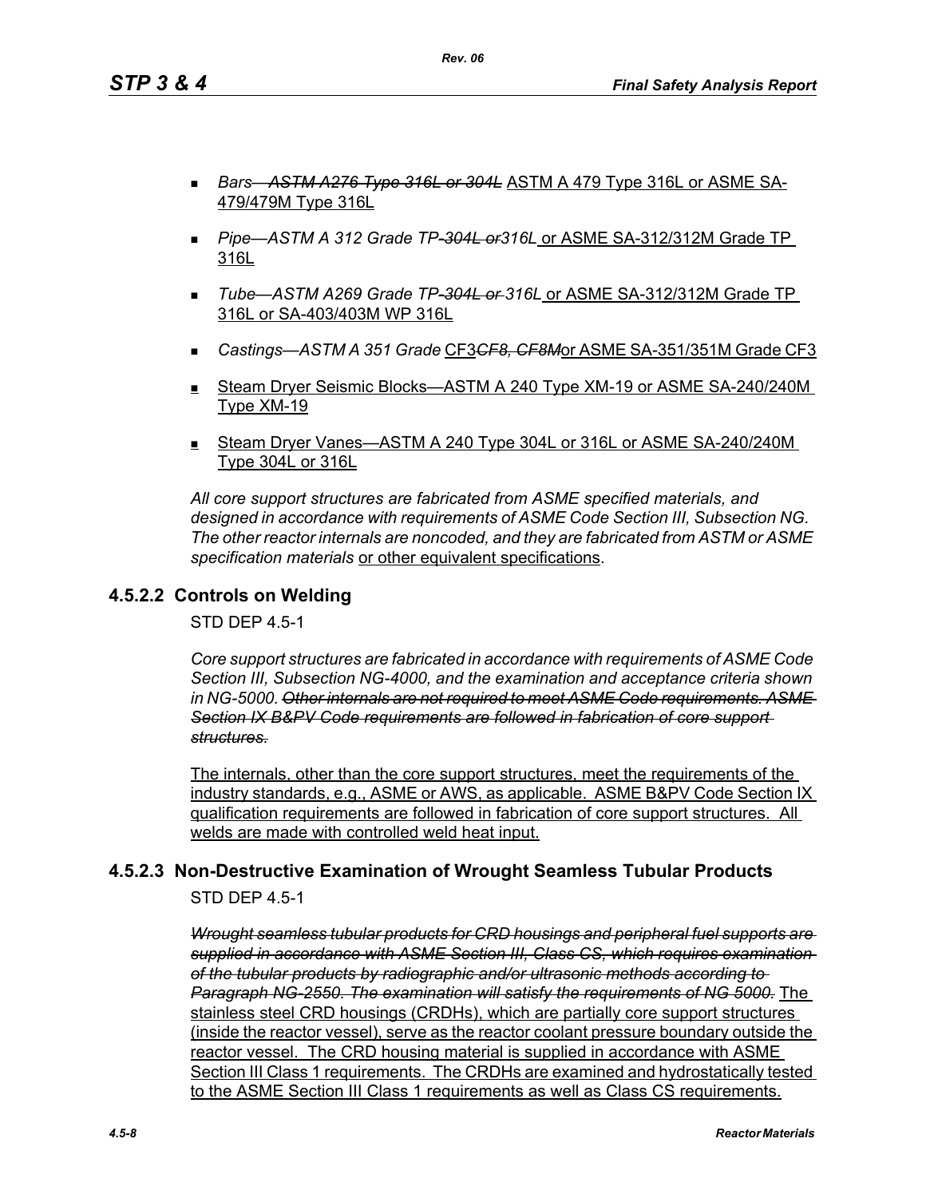- *Bars—~~ASTM A276 Type 316L or 304L~~* <u>ASTM A 479 Type 316L or ASME SA-479/479M Type 316L</u>

- *Pipe—ASTM A 312 Grade TP-~~304L or~~316L* <u>or ASME SA-312/312M Grade TP 316L</u>

- *Tube—ASTM A269 Grade TP-~~304L or~~ 316L* <u>or ASME SA-312/312M Grade TP 316L or SA-403/403M WP 316L</u>

- *Castings—ASTM A 351 Grade* <u>CF3</u>*~~CF8, CF8M~~*<u>or ASME SA-351/351M Grade CF3</u>

- <u>Steam Dryer Seismic Blocks—ASTM A 240 Type XM-19 or ASME SA-240/240M Type XM-19</u>

- <u>Steam Dryer Vanes—ASTM A 240 Type 304L or 316L or ASME SA-240/240M Type 304L or 316L</u>

*All core support structures are fabricated from ASME specified materials, and designed in accordance with requirements of ASME Code Section III, Subsection NG. The other reactor internals are noncoded, and they are fabricated from ASTM or ASME specification materials* <u>or other equivalent specifications</u>.

## 4.5.2.2 Controls on Welding

STD DEP 4.5-1

*Core support structures are fabricated in accordance with requirements of ASME Code Section III, Subsection NG-4000, and the examination and acceptance criteria shown in NG-5000. ~~Other internals are not required to meet ASME Code requirements. ASME Section IX B&PV Code requirements are followed in fabrication of core support structures.~~*

<u>The internals, other than the core support structures, meet the requirements of the industry standards, e.g., ASME or AWS, as applicable. ASME B&PV Code Section IX qualification requirements are followed in fabrication of core support structures. All welds are made with controlled weld heat input.</u>

## 4.5.2.3 Non-Destructive Examination of Wrought Seamless Tubular Products

STD DEP 4.5-1

*~~Wrought seamless tubular products for CRD housings and peripheral fuel supports are supplied in accordance with ASME Section III, Class CS, which requires examination of the tubular products by radiographic and/or ultrasonic methods according to Paragraph NG-2550. The examination will satisfy the requirements of NG 5000.~~* <u>The stainless steel CRD housings (CRDHs), which are partially core support structures (inside the reactor vessel), serve as the reactor coolant pressure boundary outside the reactor vessel. The CRD housing material is supplied in accordance with ASME Section III Class 1 requirements. The CRDHs are examined and hydrostatically tested to the ASME Section III Class 1 requirements as well as Class CS requirements.</u>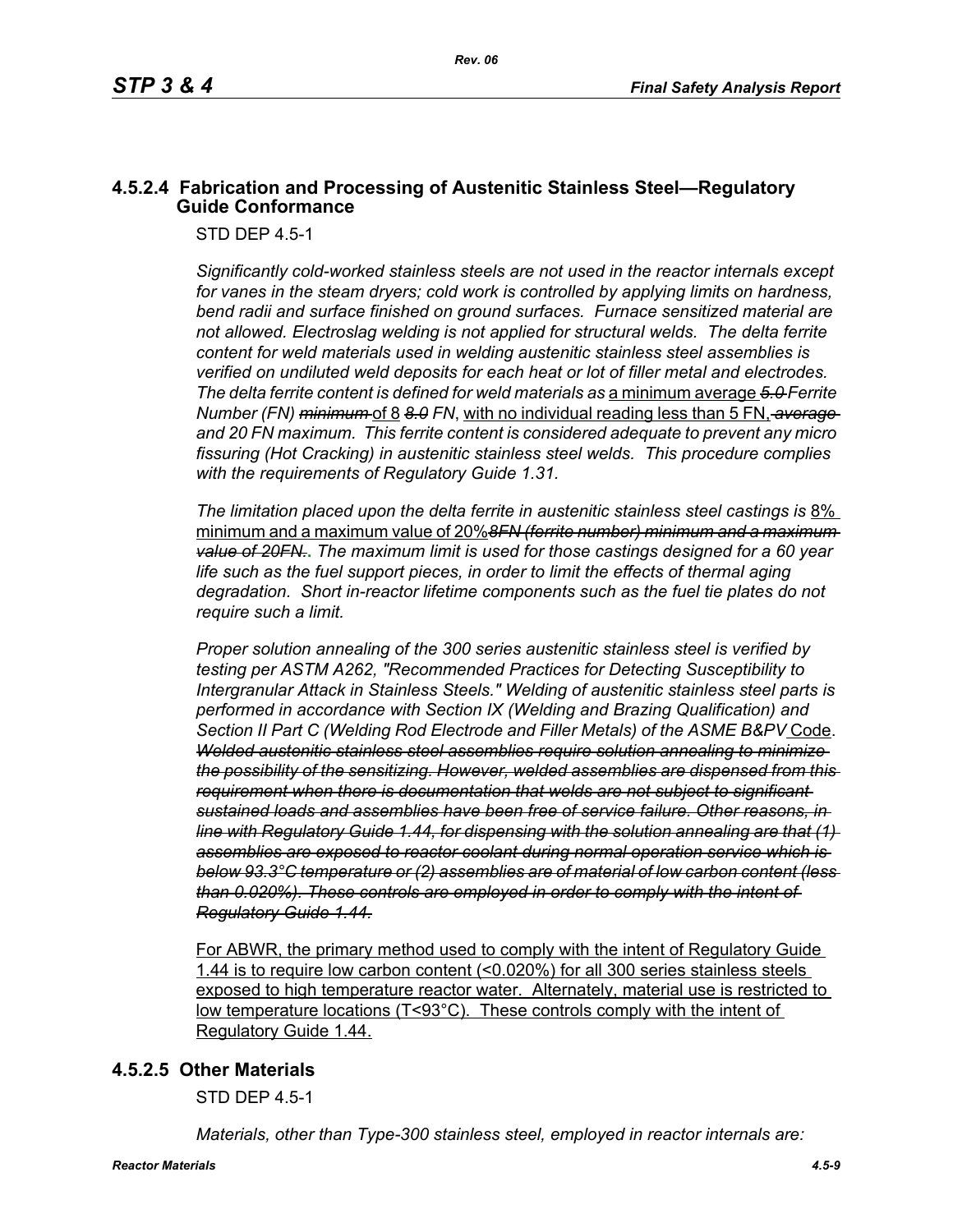### 4.5.2.4 Fabrication and Processing of Austenitic Stainless Steel—Regulatory Guide Conformance

STD DEP 4.5-1

*Significantly cold-worked stainless steels are not used in the reactor internals except for vanes in the steam dryers; cold work is controlled by applying limits on hardness, bend radii and surface finished on ground surfaces. Furnace sensitized material are not allowed. Electroslag welding is not applied for structural welds. The delta ferrite content for weld materials used in welding austenitic stainless steel assemblies is verified on undiluted weld deposits for each heat or lot of filler metal and electrodes. The delta ferrite content is defined for weld materials as* <u>a minimum average</u> ~~*5.0*~~ *Ferrite Number (FN)* ~~*minimum*~~ <u>of 8</u> ~~*8.0*~~ *FN*, <u>with no individual reading less than 5 FN,</u> ~~*average*~~ *and 20 FN maximum. This ferrite content is considered adequate to prevent any micro fissuring (Hot Cracking) in austenitic stainless steel welds. This procedure complies with the requirements of Regulatory Guide 1.31.*

*The limitation placed upon the delta ferrite in austenitic stainless steel castings is* <u>8% minimum and a maximum value of 20%</u>~~*8FN (ferrite number) minimum and a maximum value of 20FN.*~~*. The maximum limit is used for those castings designed for a 60 year life such as the fuel support pieces, in order to limit the effects of thermal aging degradation. Short in-reactor lifetime components such as the fuel tie plates do not require such a limit.*

*Proper solution annealing of the 300 series austenitic stainless steel is verified by testing per ASTM A262, "Recommended Practices for Detecting Susceptibility to Intergranular Attack in Stainless Steels." Welding of austenitic stainless steel parts is performed in accordance with Section IX (Welding and Brazing Qualification) and Section II Part C (Welding Rod Electrode and Filler Metals) of the ASME B&PV* <u>Code</u>. ~~*Welded austenitic stainless steel assemblies require solution annealing to minimize the possibility of the sensitizing. However, welded assemblies are dispensed from this requirement when there is documentation that welds are not subject to significant sustained loads and assemblies have been free of service failure. Other reasons, in line with Regulatory Guide 1.44, for dispensing with the solution annealing are that (1) assemblies are exposed to reactor coolant during normal operation service which is below 93.3°C temperature or (2) assemblies are of material of low carbon content (less than 0.020%). These controls are employed in order to comply with the intent of Regulatory Guide 1.44.*~~

<u>For ABWR, the primary method used to comply with the intent of Regulatory Guide 1.44 is to require low carbon content (<0.020%) for all 300 series stainless steels exposed to high temperature reactor water. Alternately, material use is restricted to low temperature locations (T<93°C). These controls comply with the intent of Regulatory Guide 1.44.</u>

### 4.5.2.5 Other Materials

STD DEP 4.5-1

*Materials, other than Type-300 stainless steel, employed in reactor internals are:*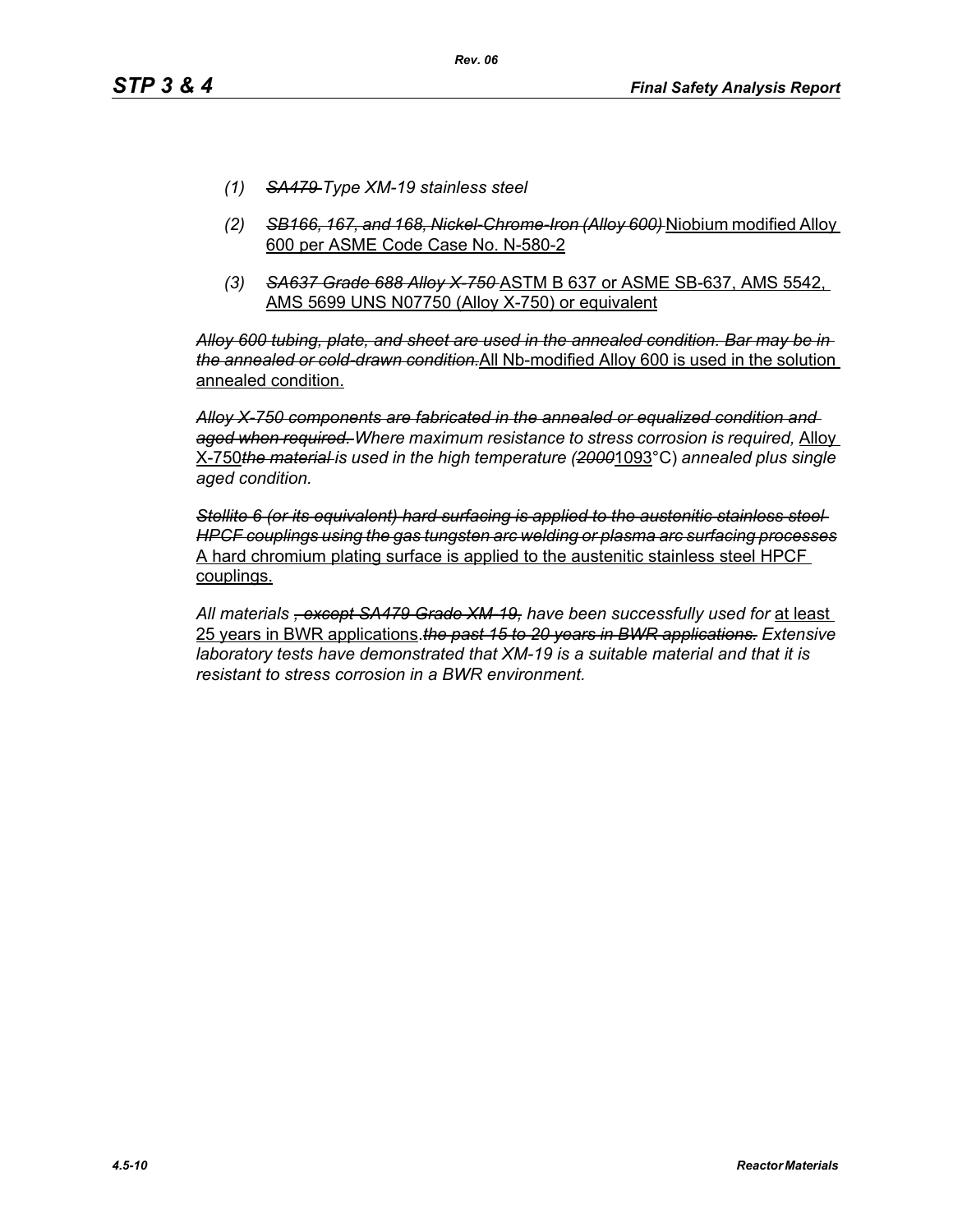(1) ~~SA479~~ *Type XM-19 stainless steel*

(2) ~~*SB166, 167, and 168, Nickel-Chrome-Iron (Alloy 600)*~~ <u>Niobium modified Alloy 600 per ASME Code Case No. N-580-2</u>

(3) ~~*SA637 Grade 688 Alloy X-750*~~ <u>ASTM B 637 or ASME SB-637, AMS 5542, AMS 5699 UNS N07750 (Alloy X-750) or equivalent</u>

~~*Alloy 600 tubing, plate, and sheet are used in the annealed condition. Bar may be in the annealed or cold-drawn condition.*~~<u>All Nb-modified Alloy 600 is used in the solution annealed condition.</u>

~~*Alloy X-750 components are fabricated in the annealed or equalized condition and aged when required.*~~ *Where maximum resistance to stress corrosion is required,* <u>Alloy X-750</u>~~*the material*~~ *is used in the high temperature (*~~*2000*~~<u>1093</u>°C) *annealed plus single aged condition.*

~~*Stellite 6 (or its equivalent) hard surfacing is applied to the austenitic stainless steel HPCF couplings using the gas tungsten arc welding or plasma arc surfacing processes*~~ <u>A hard chromium plating surface is applied to the austenitic stainless steel HPCF couplings.</u>

*All materials* ~~*, except SA479 Grade XM-19,*~~ *have been successfully used for* <u>at least 25 years in BWR applications</u>.~~*the past 15 to 20 years in BWR applications.*~~ *Extensive laboratory tests have demonstrated that XM-19 is a suitable material and that it is resistant to stress corrosion in a BWR environment.*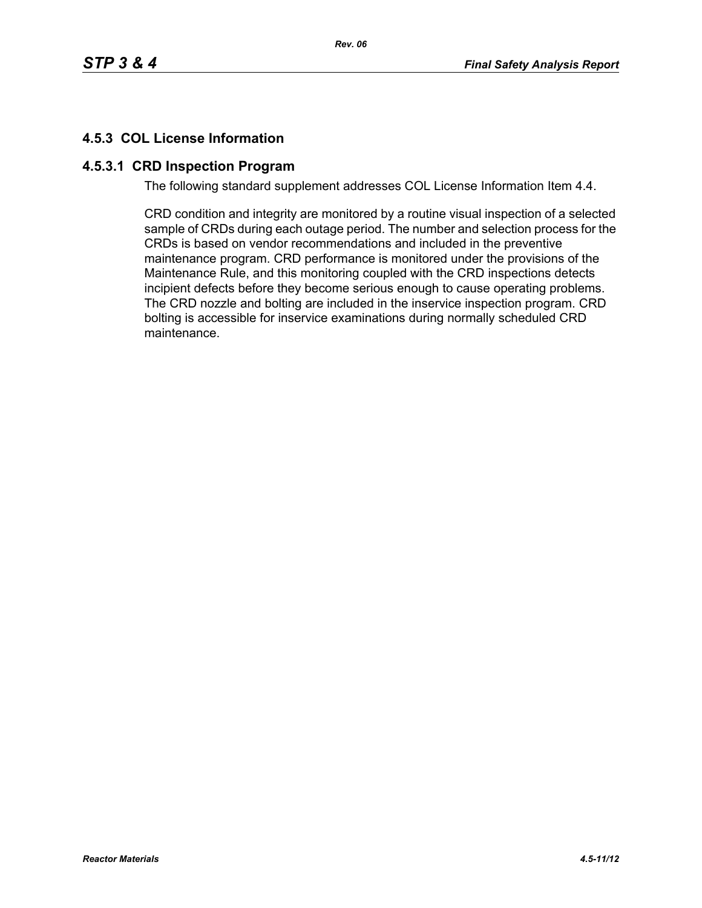## 4.5.3 COL License Information

### 4.5.3.1 CRD Inspection Program

The following standard supplement addresses COL License Information Item 4.4.

CRD condition and integrity are monitored by a routine visual inspection of a selected sample of CRDs during each outage period. The number and selection process for the CRDs is based on vendor recommendations and included in the preventive maintenance program. CRD performance is monitored under the provisions of the Maintenance Rule, and this monitoring coupled with the CRD inspections detects incipient defects before they become serious enough to cause operating problems. The CRD nozzle and bolting are included in the inservice inspection program. CRD bolting is accessible for inservice examinations during normally scheduled CRD maintenance.